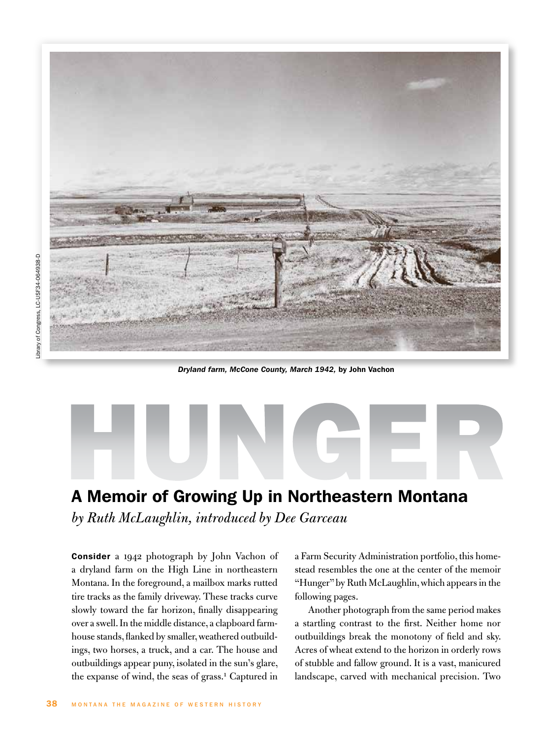Library of Congress, LC-USF34-064938-D

*Dryland farm, McCone County, March 1942,* by John Vachon

# HUNGER

## A Memoir of Growing Up in Northeastern Montana

*by Ruth McLaughlin, introduced by Dee Garceau*

**Consider** a 1942 photograph by John Vachon of a dryland farm on the High Line in northeastern Montana. In the foreground, a mailbox marks rutted tire tracks as the family driveway. These tracks curve slowly toward the far horizon, finally disappearing over a swell. In the middle distance, a clapboard farmhouse stands, flanked by smaller, weathered outbuildings, two horses, a truck, and a car. The house and outbuildings appear puny, isolated in the sun's glare, the expanse of wind, the seas of grass.[1] Captured in a Farm Security Administration portfolio, this homestead resembles the one at the center of the memoir "Hunger" by Ruth McLaughlin, which appears in the following pages.

Another photograph from the same period makes a startling contrast to the first. Neither home nor outbuildings break the monotony of field and sky. Acres of wheat extend to the horizon in orderly rows of stubble and fallow ground. It is a vast, manicured landscape, carved with mechanical precision. Two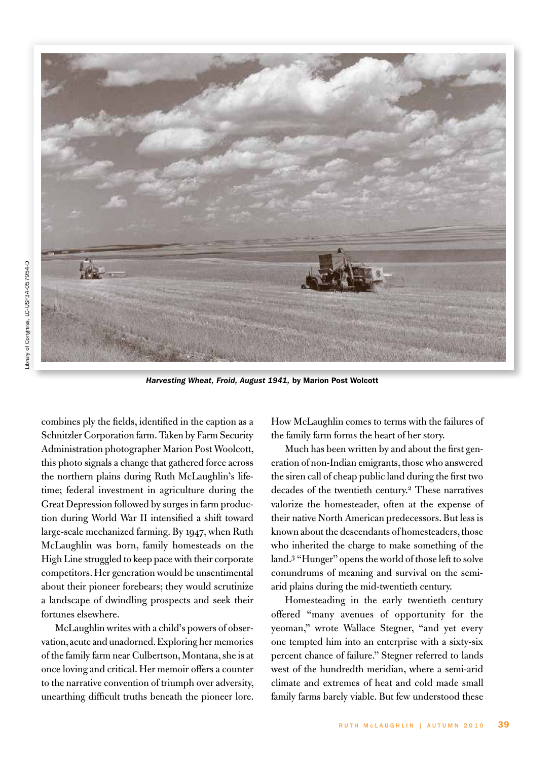*Harvesting Wheat, Froid, August 1941,* **by Marion Post Wolcott**

Library of Congress, LC-USF34-057954-D

combines ply the fields, identified in the caption as a Schnitzler Corporation farm. Taken by Farm Security Administration photographer Marion Post Woolcott, this photo signals a change that gathered force across the northern plains during Ruth McLaughlin's lifetime; federal investment in agriculture during the Great Depression followed by surges in farm production during World War II intensified a shift toward large-scale mechanized farming. By 1947, when Ruth McLaughlin was born, family homesteads on the High Line struggled to keep pace with their corporate competitors. Her generation would be unsentimental about their pioneer forebears; they would scrutinize a landscape of dwindling prospects and seek their fortunes elsewhere.

McLaughlin writes with a child's powers of observation, acute and unadorned. Exploring her memories of the family farm near Culbertson, Montana, she is at once loving and critical. Her memoir offers a counter to the narrative convention of triumph over adversity, unearthing difficult truths beneath the pioneer lore. How McLaughlin comes to terms with the failures of the family farm forms the heart of her story.

Much has been written by and about the first generation of non-Indian emigrants, those who answered the siren call of cheap public land during the first two decades of the twentieth century.[2] These narratives valorize the homesteader, often at the expense of their native North American predecessors. But less is known about the descendants of homesteaders, those who inherited the charge to make something of the land.[3] "Hunger" opens the world of those left to solve conundrums of meaning and survival on the semi-arid plains during the mid-twentieth century.

Homesteading in the early twentieth century offered "many avenues of opportunity for the yeoman," wrote Wallace Stegner, "and yet every one tempted him into an enterprise with a sixty-six percent chance of failure." Stegner referred to lands west of the hundredth meridian, where a semi-arid climate and extremes of heat and cold made small family farms barely viable. But few understood these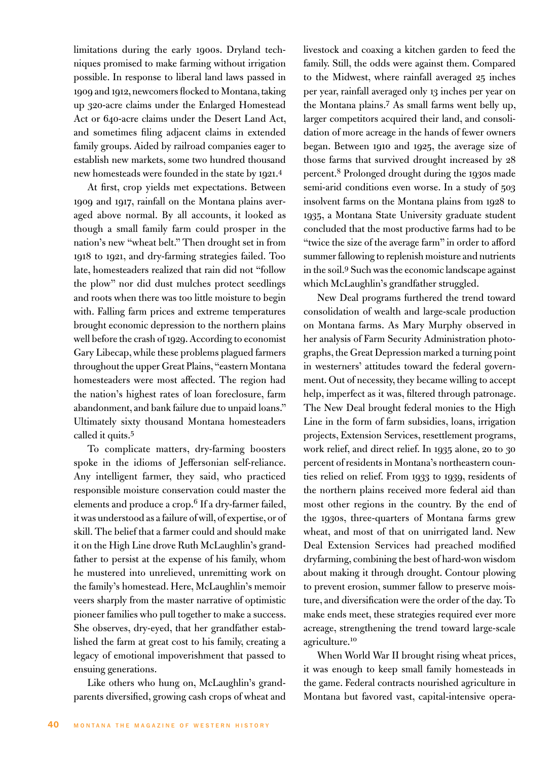limitations during the early 1900s. Dryland techniques promised to make farming without irrigation possible. In response to liberal land laws passed in 1909 and 1912, newcomers flocked to Montana, taking up 320-acre claims under the Enlarged Homestead Act or 640-acre claims under the Desert Land Act, and sometimes filing adjacent claims in extended family groups. Aided by railroad companies eager to establish new markets, some two hundred thousand new homesteads were founded in the state by 1921.[4]

At first, crop yields met expectations. Between 1909 and 1917, rainfall on the Montana plains averaged above normal. By all accounts, it looked as though a small family farm could prosper in the nation's new "wheat belt." Then drought set in from 1918 to 1921, and dry-farming strategies failed. Too late, homesteaders realized that rain did not "follow the plow" nor did dust mulches protect seedlings and roots when there was too little moisture to begin with. Falling farm prices and extreme temperatures brought economic depression to the northern plains well before the crash of 1929. According to economist Gary Libecap, while these problems plagued farmers throughout the upper Great Plains, "eastern Montana homesteaders were most affected. The region had the nation's highest rates of loan foreclosure, farm abandonment, and bank failure due to unpaid loans." Ultimately sixty thousand Montana homesteaders called it quits.[5]

To complicate matters, dry-farming boosters spoke in the idioms of Jeffersonian self-reliance. Any intelligent farmer, they said, who practiced responsible moisture conservation could master the elements and produce a crop.[6] If a dry-farmer failed, it was understood as a failure of will, of expertise, or of skill. The belief that a farmer could and should make it on the High Line drove Ruth McLaughlin's grandfather to persist at the expense of his family, whom he mustered into unrelieved, unremitting work on the family's homestead. Here, McLaughlin's memoir veers sharply from the master narrative of optimistic pioneer families who pull together to make a success. She observes, dry-eyed, that her grandfather established the farm at great cost to his family, creating a legacy of emotional impoverishment that passed to ensuing generations.

Like others who hung on, McLaughlin's grandparents diversified, growing cash crops of wheat and livestock and coaxing a kitchen garden to feed the family. Still, the odds were against them. Compared to the Midwest, where rainfall averaged 25 inches per year, rainfall averaged only 13 inches per year on the Montana plains.[7] As small farms went belly up, larger competitors acquired their land, and consolidation of more acreage in the hands of fewer owners began. Between 1910 and 1925, the average size of those farms that survived drought increased by 28 percent.[8] Prolonged drought during the 1930s made semi-arid conditions even worse. In a study of 503 insolvent farms on the Montana plains from 1928 to 1935, a Montana State University graduate student concluded that the most productive farms had to be "twice the size of the average farm" in order to afford summer fallowing to replenish moisture and nutrients in the soil.[9] Such was the economic landscape against which McLaughlin's grandfather struggled.

New Deal programs furthered the trend toward consolidation of wealth and large-scale production on Montana farms. As Mary Murphy observed in her analysis of Farm Security Administration photographs, the Great Depression marked a turning point in westerners' attitudes toward the federal government. Out of necessity, they became willing to accept help, imperfect as it was, filtered through patronage. The New Deal brought federal monies to the High Line in the form of farm subsidies, loans, irrigation projects, Extension Services, resettlement programs, work relief, and direct relief. In 1935 alone, 20 to 30 percent of residents in Montana's northeastern counties relied on relief. From 1933 to 1939, residents of the northern plains received more federal aid than most other regions in the country. By the end of the 1930s, three-quarters of Montana farms grew wheat, and most of that on unirrigated land. New Deal Extension Services had preached modified dryfarming, combining the best of hard-won wisdom about making it through drought. Contour plowing to prevent erosion, summer fallow to preserve moisture, and diversification were the order of the day. To make ends meet, these strategies required ever more acreage, strengthening the trend toward large-scale agriculture.[10]

When World War II brought rising wheat prices, it was enough to keep small family homesteads in the game. Federal contracts nourished agriculture in Montana but favored vast, capital-intensive opera-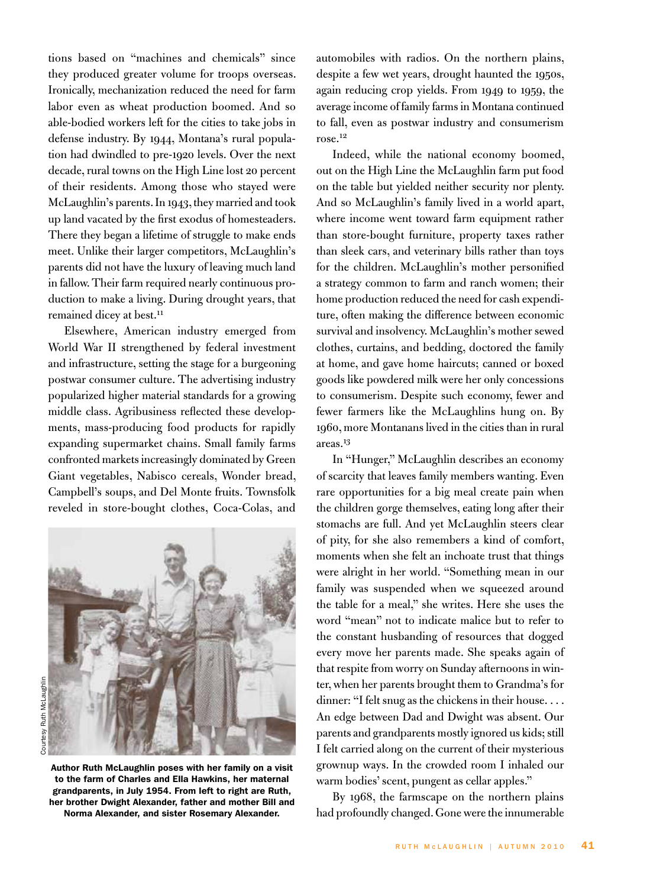tions based on "machines and chemicals" since they produced greater volume for troops overseas. Ironically, mechanization reduced the need for farm labor even as wheat production boomed. And so able-bodied workers left for the cities to take jobs in defense industry. By 1944, Montana's rural population had dwindled to pre-1920 levels. Over the next decade, rural towns on the High Line lost 20 percent of their residents. Among those who stayed were McLaughlin's parents. In 1943, they married and took up land vacated by the first exodus of homesteaders. There they began a lifetime of struggle to make ends meet. Unlike their larger competitors, McLaughlin's parents did not have the luxury of leaving much land in fallow. Their farm required nearly continuous production to make a living. During drought years, that remained dicey at best.[11]

Elsewhere, American industry emerged from World War II strengthened by federal investment and infrastructure, setting the stage for a burgeoning postwar consumer culture. The advertising industry popularized higher material standards for a growing middle class. Agribusiness reflected these developments, mass-producing food products for rapidly expanding supermarket chains. Small family farms confronted markets increasingly dominated by Green Giant vegetables, Nabisco cereals, Wonder bread, Campbell's soups, and Del Monte fruits. Townsfolk reveled in store-bought clothes, Coca-Colas, and automobiles with radios. On the northern plains, despite a few wet years, drought haunted the 1950s, again reducing crop yields. From 1949 to 1959, the average income of family farms in Montana continued to fall, even as postwar industry and consumerism rose.[12]

Courtesy Ruth McLaughlin

**Author Ruth McLaughlin poses with her family on a visit to the farm of Charles and Ella Hawkins, her maternal grandparents, in July 1954. From left to right are Ruth, her brother Dwight Alexander, father and mother Bill and Norma Alexander, and sister Rosemary Alexander.**

Indeed, while the national economy boomed, out on the High Line the McLaughlin farm put food on the table but yielded neither security nor plenty. And so McLaughlin's family lived in a world apart, where income went toward farm equipment rather than store-bought furniture, property taxes rather than sleek cars, and veterinary bills rather than toys for the children. McLaughlin's mother personified a strategy common to farm and ranch women; their home production reduced the need for cash expenditure, often making the difference between economic survival and insolvency. McLaughlin's mother sewed clothes, curtains, and bedding, doctored the family at home, and gave home haircuts; canned or boxed goods like powdered milk were her only concessions to consumerism. Despite such economy, fewer and fewer farmers like the McLaughlins hung on. By 1960, more Montanans lived in the cities than in rural areas.[13]

In "Hunger," McLaughlin describes an economy of scarcity that leaves family members wanting. Even rare opportunities for a big meal create pain when the children gorge themselves, eating long after their stomachs are full. And yet McLaughlin steers clear of pity, for she also remembers a kind of comfort, moments when she felt an inchoate trust that things were alright in her world. "Something mean in our family was suspended when we squeezed around the table for a meal," she writes. Here she uses the word "mean" not to indicate malice but to refer to the constant husbanding of resources that dogged every move her parents made. She speaks again of that respite from worry on Sunday afternoons in winter, when her parents brought them to Grandma's for dinner: "I felt snug as the chickens in their house. . . . An edge between Dad and Dwight was absent. Our parents and grandparents mostly ignored us kids; still I felt carried along on the current of their mysterious grownup ways. In the crowded room I inhaled our warm bodies' scent, pungent as cellar apples."

By 1968, the farmscape on the northern plains had profoundly changed. Gone were the innumerable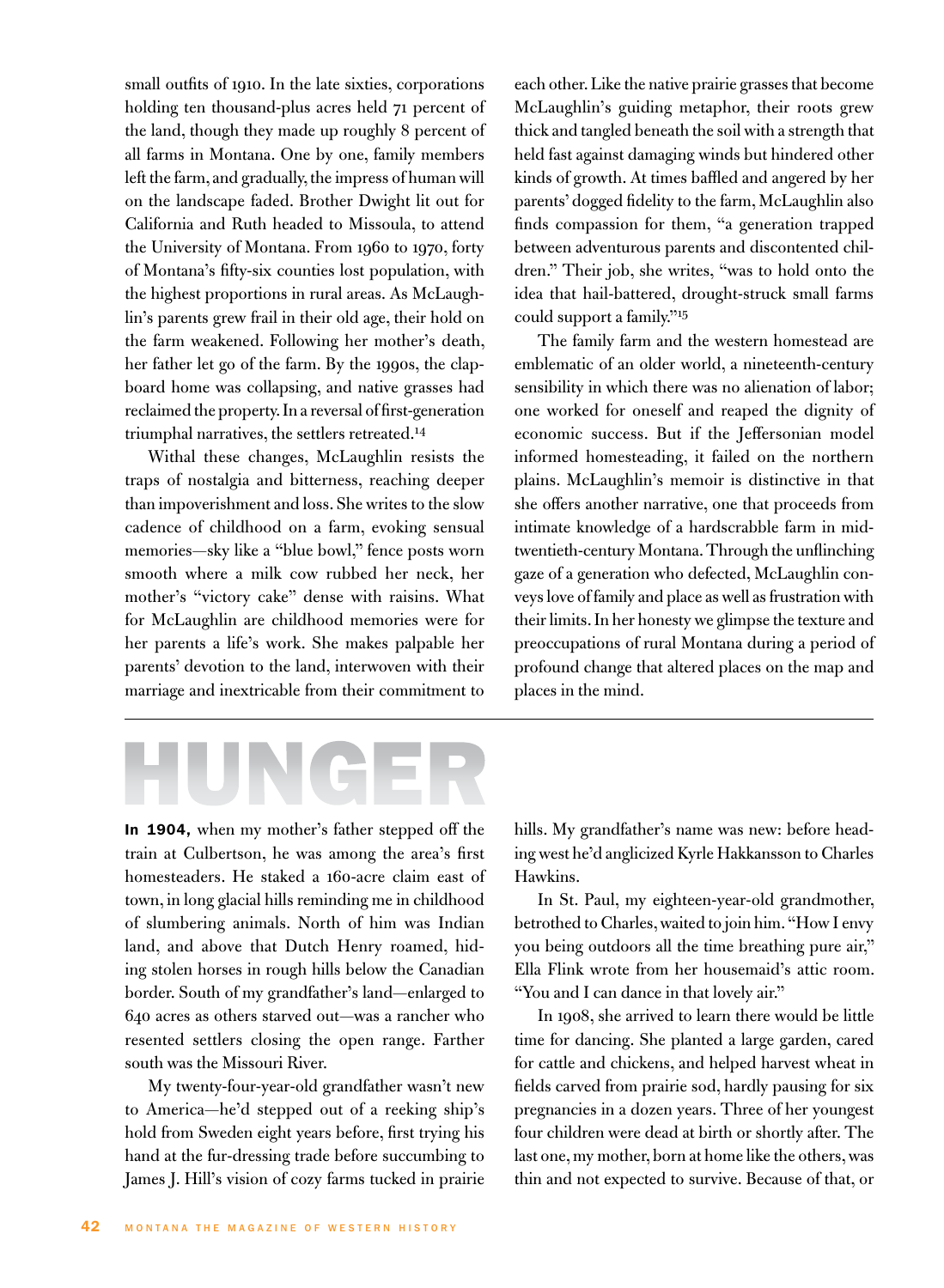small outfits of 1910. In the late sixties, corporations holding ten thousand-plus acres held 71 percent of the land, though they made up roughly 8 percent of all farms in Montana. One by one, family members left the farm, and gradually, the impress of human will on the landscape faded. Brother Dwight lit out for California and Ruth headed to Missoula, to attend the University of Montana. From 1960 to 1970, forty of Montana's fifty-six counties lost population, with the highest proportions in rural areas. As McLaughlin's parents grew frail in their old age, their hold on the farm weakened. Following her mother's death, her father let go of the farm. By the 1990s, the clapboard home was collapsing, and native grasses had reclaimed the property. In a reversal of first-generation triumphal narratives, the settlers retreated.[14]

Withal these changes, McLaughlin resists the traps of nostalgia and bitterness, reaching deeper than impoverishment and loss. She writes to the slow cadence of childhood on a farm, evoking sensual memories—sky like a "blue bowl," fence posts worn smooth where a milk cow rubbed her neck, her mother's "victory cake" dense with raisins. What for McLaughlin are childhood memories were for her parents a life's work. She makes palpable her parents' devotion to the land, interwoven with their marriage and inextricable from their commitment to each other. Like the native prairie grasses that become McLaughlin's guiding metaphor, their roots grew thick and tangled beneath the soil with a strength that held fast against damaging winds but hindered other kinds of growth. At times baffled and angered by her parents' dogged fidelity to the farm, McLaughlin also finds compassion for them, "a generation trapped between adventurous parents and discontented children." Their job, she writes, "was to hold onto the idea that hail-battered, drought-struck small farms could support a family."[15]

The family farm and the western homestead are emblematic of an older world, a nineteenth-century sensibility in which there was no alienation of labor; one worked for oneself and reaped the dignity of economic success. But if the Jeffersonian model informed homesteading, it failed on the northern plains. McLaughlin's memoir is distinctive in that she offers another narrative, one that proceeds from intimate knowledge of a hardscrabble farm in mid-twentieth-century Montana. Through the unflinching gaze of a generation who defected, McLaughlin conveys love of family and place as well as frustration with their limits. In her honesty we glimpse the texture and preoccupations of rural Montana during a period of profound change that altered places on the map and places in the mind.

---

# HUNGER

**In 1904,** when my mother's father stepped off the train at Culbertson, he was among the area's first homesteaders. He staked a 160-acre claim east of town, in long glacial hills reminding me in childhood of slumbering animals. North of him was Indian land, and above that Dutch Henry roamed, hiding stolen horses in rough hills below the Canadian border. South of my grandfather's land—enlarged to 640 acres as others starved out—was a rancher who resented settlers closing the open range. Farther south was the Missouri River.

My twenty-four-year-old grandfather wasn't new to America—he'd stepped out of a reeking ship's hold from Sweden eight years before, first trying his hand at the fur-dressing trade before succumbing to James J. Hill's vision of cozy farms tucked in prairie hills. My grandfather's name was new: before heading west he'd anglicized Kyrle Hakkansson to Charles Hawkins.

In St. Paul, my eighteen-year-old grandmother, betrothed to Charles, waited to join him. "How I envy you being outdoors all the time breathing pure air," Ella Flink wrote from her housemaid's attic room. "You and I can dance in that lovely air."

In 1908, she arrived to learn there would be little time for dancing. She planted a large garden, cared for cattle and chickens, and helped harvest wheat in fields carved from prairie sod, hardly pausing for six pregnancies in a dozen years. Three of her youngest four children were dead at birth or shortly after. The last one, my mother, born at home like the others, was thin and not expected to survive. Because of that, or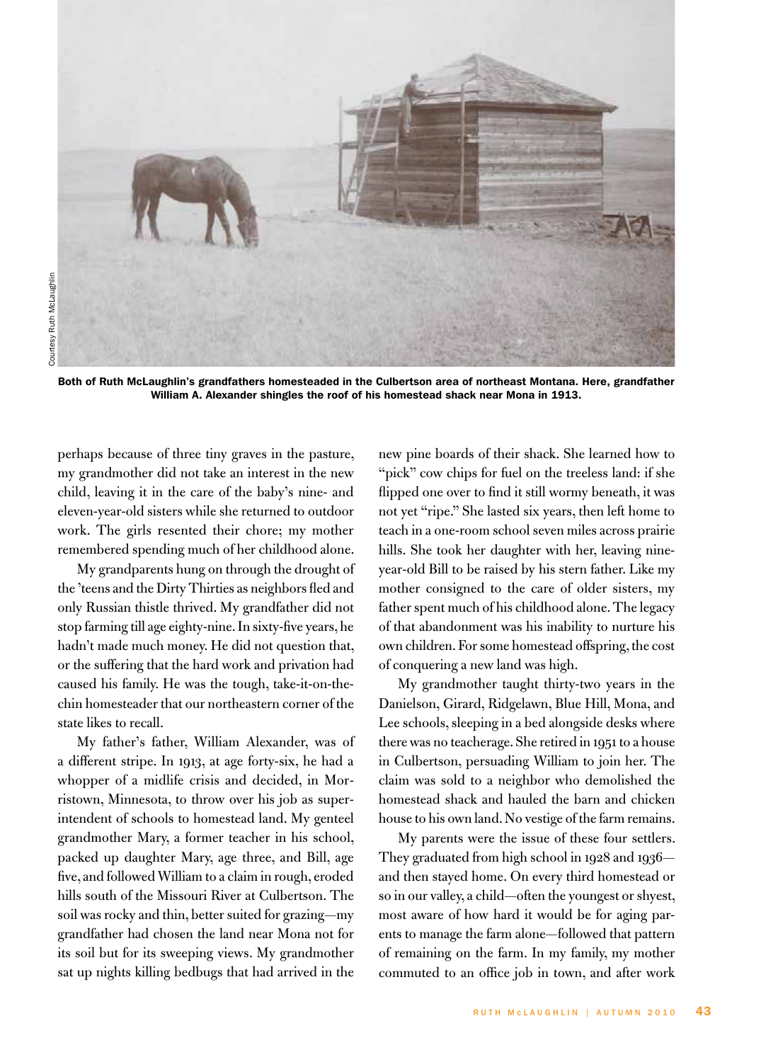Courtesy Ruth McLaughlin

**Both of Ruth McLaughlin's grandfathers homesteaded in the Culbertson area of northeast Montana. Here, grandfather William A. Alexander shingles the roof of his homestead shack near Mona in 1913.**

perhaps because of three tiny graves in the pasture, my grandmother did not take an interest in the new child, leaving it in the care of the baby's nine- and eleven-year-old sisters while she returned to outdoor work. The girls resented their chore; my mother remembered spending much of her childhood alone.

My grandparents hung on through the drought of the 'teens and the Dirty Thirties as neighbors fled and only Russian thistle thrived. My grandfather did not stop farming till age eighty-nine. In sixty-five years, he hadn't made much money. He did not question that, or the suffering that the hard work and privation had caused his family. He was the tough, take-it-on-the-chin homesteader that our northeastern corner of the state likes to recall.

My father's father, William Alexander, was of a different stripe. In 1913, at age forty-six, he had a whopper of a midlife crisis and decided, in Morristown, Minnesota, to throw over his job as superintendent of schools to homestead land. My genteel grandmother Mary, a former teacher in his school, packed up daughter Mary, age three, and Bill, age five, and followed William to a claim in rough, eroded hills south of the Missouri River at Culbertson. The soil was rocky and thin, better suited for grazing—my grandfather had chosen the land near Mona not for its soil but for its sweeping views. My grandmother sat up nights killing bedbugs that had arrived in the new pine boards of their shack. She learned how to "pick" cow chips for fuel on the treeless land: if she flipped one over to find it still wormy beneath, it was not yet "ripe." She lasted six years, then left home to teach in a one-room school seven miles across prairie hills. She took her daughter with her, leaving nine-year-old Bill to be raised by his stern father. Like my mother consigned to the care of older sisters, my father spent much of his childhood alone. The legacy of that abandonment was his inability to nurture his own children. For some homestead offspring, the cost of conquering a new land was high.

My grandmother taught thirty-two years in the Danielson, Girard, Ridgelawn, Blue Hill, Mona, and Lee schools, sleeping in a bed alongside desks where there was no teacherage. She retired in 1951 to a house in Culbertson, persuading William to join her. The claim was sold to a neighbor who demolished the homestead shack and hauled the barn and chicken house to his own land. No vestige of the farm remains.

My parents were the issue of these four settlers. They graduated from high school in 1928 and 1936—and then stayed home. On every third homestead or so in our valley, a child—often the youngest or shyest, most aware of how hard it would be for aging parents to manage the farm alone—followed that pattern of remaining on the farm. In my family, my mother commuted to an office job in town, and after work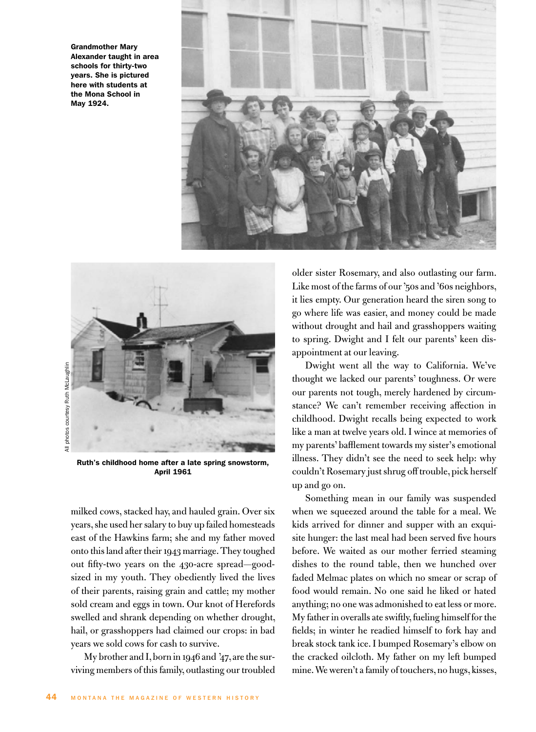Grandmother Mary Alexander taught in area schools for thirty-two years. She is pictured here with students at the Mona School in May 1924.

All photos courtesy Ruth McLaughlin

Ruth's childhood home after a late spring snowstorm, April 1961

milked cows, stacked hay, and hauled grain. Over six years, she used her salary to buy up failed homesteads east of the Hawkins farm; she and my father moved onto this land after their 1943 marriage. They toughed out fifty-two years on the 430-acre spread—good-sized in my youth. They obediently lived the lives of their parents, raising grain and cattle; my mother sold cream and eggs in town. Our knot of Herefords swelled and shrank depending on whether drought, hail, or grasshoppers had claimed our crops: in bad years we sold cows for cash to survive.

My brother and I, born in 1946 and '47, are the surviving members of this family, outlasting our troubled older sister Rosemary, and also outlasting our farm. Like most of the farms of our '50s and '60s neighbors, it lies empty. Our generation heard the siren song to go where life was easier, and money could be made without drought and hail and grasshoppers waiting to spring. Dwight and I felt our parents' keen disappointment at our leaving.

Dwight went all the way to California. We've thought we lacked our parents' toughness. Or were our parents not tough, merely hardened by circumstance? We can't remember receiving affection in childhood. Dwight recalls being expected to work like a man at twelve years old. I wince at memories of my parents' bafflement towards my sister's emotional illness. They didn't see the need to seek help: why couldn't Rosemary just shrug off trouble, pick herself up and go on.

Something mean in our family was suspended when we squeezed around the table for a meal. We kids arrived for dinner and supper with an exquisite hunger: the last meal had been served five hours before. We waited as our mother ferried steaming dishes to the round table, then we hunched over faded Melmac plates on which no smear or scrap of food would remain. No one said he liked or hated anything; no one was admonished to eat less or more. My father in overalls ate swiftly, fueling himself for the fields; in winter he readied himself to fork hay and break stock tank ice. I bumped Rosemary's elbow on the cracked oilcloth. My father on my left bumped mine. We weren't a family of touchers, no hugs, kisses,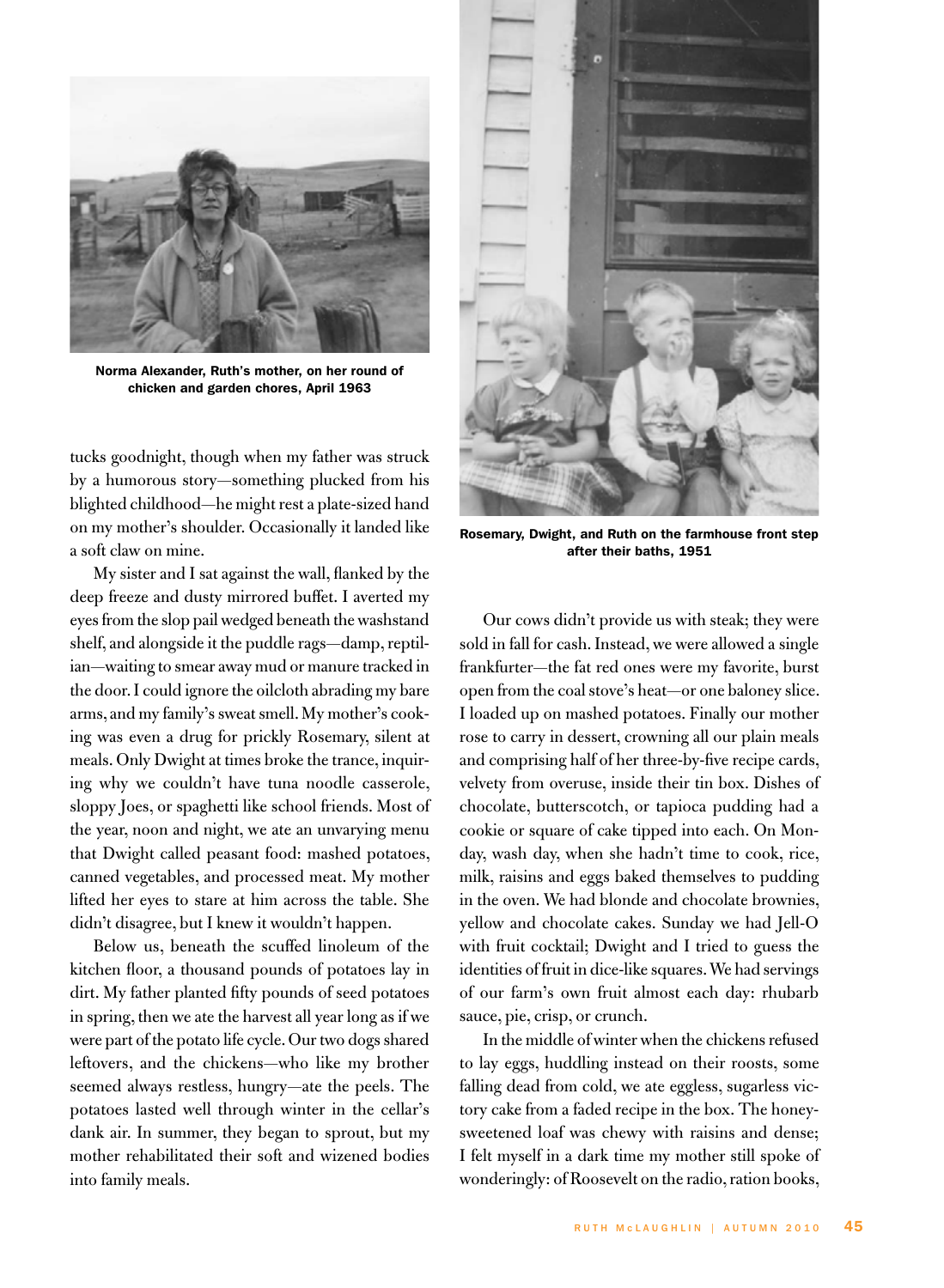Norma Alexander, Ruth's mother, on her round of chicken and garden chores, April 1963

tucks goodnight, though when my father was struck by a humorous story—something plucked from his blighted childhood—he might rest a plate-sized hand on my mother's shoulder. Occasionally it landed like a soft claw on mine.

My sister and I sat against the wall, flanked by the deep freeze and dusty mirrored buffet. I averted my eyes from the slop pail wedged beneath the washstand shelf, and alongside it the puddle rags—damp, reptilian—waiting to smear away mud or manure tracked in the door. I could ignore the oilcloth abrading my bare arms, and my family's sweat smell. My mother's cooking was even a drug for prickly Rosemary, silent at meals. Only Dwight at times broke the trance, inquiring why we couldn't have tuna noodle casserole, sloppy Joes, or spaghetti like school friends. Most of the year, noon and night, we ate an unvarying menu that Dwight called peasant food: mashed potatoes, canned vegetables, and processed meat. My mother lifted her eyes to stare at him across the table. She didn't disagree, but I knew it wouldn't happen.

Below us, beneath the scuffed linoleum of the kitchen floor, a thousand pounds of potatoes lay in dirt. My father planted fifty pounds of seed potatoes in spring, then we ate the harvest all year long as if we were part of the potato life cycle. Our two dogs shared leftovers, and the chickens—who like my brother seemed always restless, hungry—ate the peels. The potatoes lasted well through winter in the cellar's dank air. In summer, they began to sprout, but my mother rehabilitated their soft and wizened bodies into family meals.

Rosemary, Dwight, and Ruth on the farmhouse front step after their baths, 1951

Our cows didn't provide us with steak; they were sold in fall for cash. Instead, we were allowed a single frankfurter—the fat red ones were my favorite, burst open from the coal stove's heat—or one baloney slice. I loaded up on mashed potatoes. Finally our mother rose to carry in dessert, crowning all our plain meals and comprising half of her three-by-five recipe cards, velvety from overuse, inside their tin box. Dishes of chocolate, butterscotch, or tapioca pudding had a cookie or square of cake tipped into each. On Monday, wash day, when she hadn't time to cook, rice, milk, raisins and eggs baked themselves to pudding in the oven. We had blonde and chocolate brownies, yellow and chocolate cakes. Sunday we had Jell-O with fruit cocktail; Dwight and I tried to guess the identities of fruit in dice-like squares. We had servings of our farm's own fruit almost each day: rhubarb sauce, pie, crisp, or crunch.

In the middle of winter when the chickens refused to lay eggs, huddling instead on their roosts, some falling dead from cold, we ate eggless, sugarless victory cake from a faded recipe in the box. The honey-sweetened loaf was chewy with raisins and dense; I felt myself in a dark time my mother still spoke of wonderingly: of Roosevelt on the radio, ration books,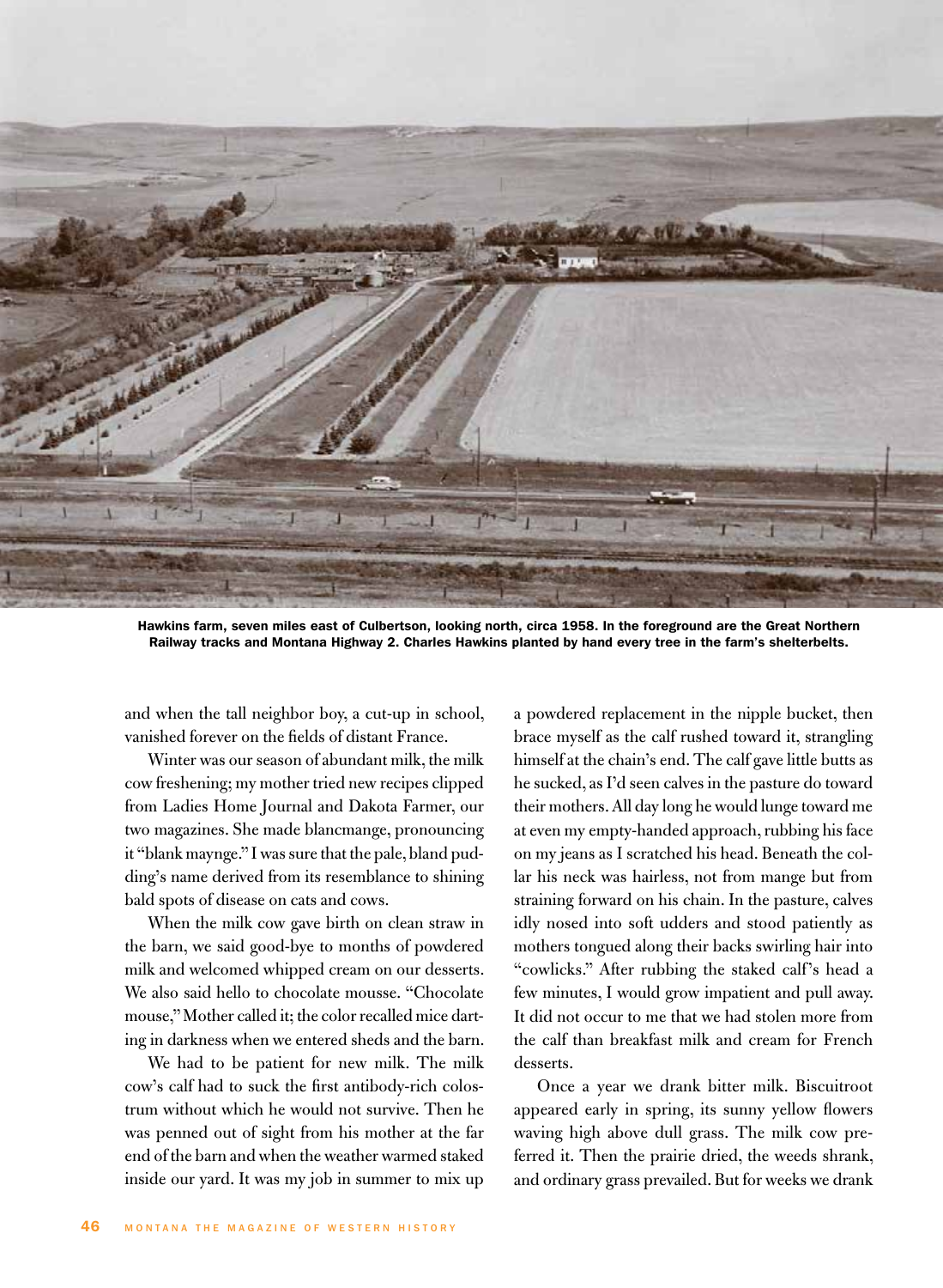Hawkins farm, seven miles east of Culbertson, looking north, circa 1958. In the foreground are the Great Northern Railway tracks and Montana Highway 2. Charles Hawkins planted by hand every tree in the farm's shelterbelts.

and when the tall neighbor boy, a cut-up in school, vanished forever on the fields of distant France.

Winter was our season of abundant milk, the milk cow freshening; my mother tried new recipes clipped from Ladies Home Journal and Dakota Farmer, our two magazines. She made blancmange, pronouncing it "blank maynge." I was sure that the pale, bland pudding's name derived from its resemblance to shining bald spots of disease on cats and cows.

When the milk cow gave birth on clean straw in the barn, we said good-bye to months of powdered milk and welcomed whipped cream on our desserts. We also said hello to chocolate mousse. "Chocolate mouse," Mother called it; the color recalled mice darting in darkness when we entered sheds and the barn.

We had to be patient for new milk. The milk cow's calf had to suck the first antibody-rich colostrum without which he would not survive. Then he was penned out of sight from his mother at the far end of the barn and when the weather warmed staked inside our yard. It was my job in summer to mix up a powdered replacement in the nipple bucket, then brace myself as the calf rushed toward it, strangling himself at the chain's end. The calf gave little butts as he sucked, as I'd seen calves in the pasture do toward their mothers. All day long he would lunge toward me at even my empty-handed approach, rubbing his face on my jeans as I scratched his head. Beneath the collar his neck was hairless, not from mange but from straining forward on his chain. In the pasture, calves idly nosed into soft udders and stood patiently as mothers tongued along their backs swirling hair into "cowlicks." After rubbing the staked calf's head a few minutes, I would grow impatient and pull away. It did not occur to me that we had stolen more from the calf than breakfast milk and cream for French desserts.

Once a year we drank bitter milk. Biscuitroot appeared early in spring, its sunny yellow flowers waving high above dull grass. The milk cow preferred it. Then the prairie dried, the weeds shrank, and ordinary grass prevailed. But for weeks we drank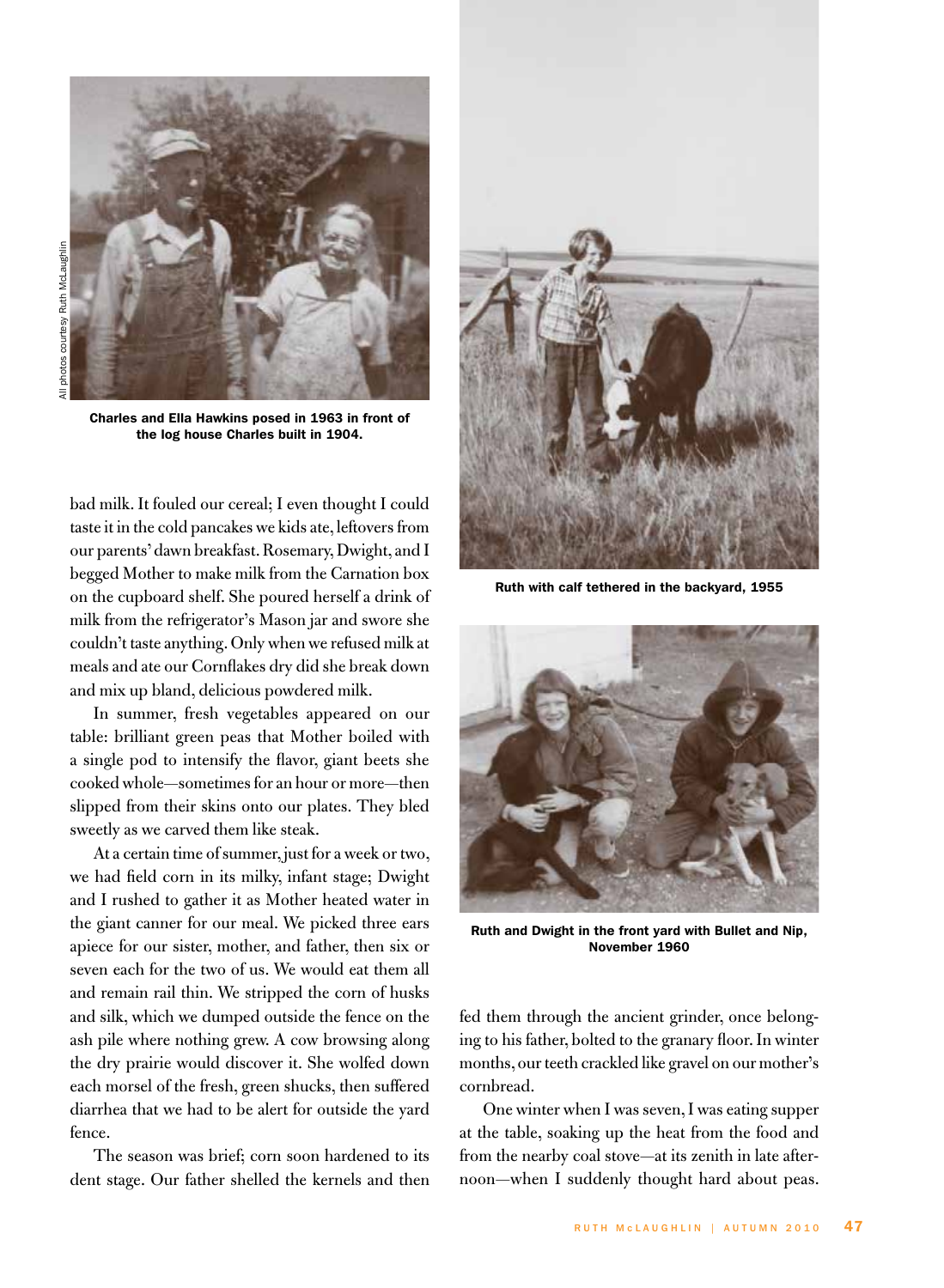All photos courtesy Ruth McLaughlin

Charles and Ella Hawkins posed in 1963 in front of the log house Charles built in 1904.

bad milk. It fouled our cereal; I even thought I could taste it in the cold pancakes we kids ate, leftovers from our parents' dawn breakfast. Rosemary, Dwight, and I begged Mother to make milk from the Carnation box on the cupboard shelf. She poured herself a drink of milk from the refrigerator's Mason jar and swore she couldn't taste anything. Only when we refused milk at meals and ate our Cornflakes dry did she break down and mix up bland, delicious powdered milk.

In summer, fresh vegetables appeared on our table: brilliant green peas that Mother boiled with a single pod to intensify the flavor, giant beets she cooked whole—sometimes for an hour or more—then slipped from their skins onto our plates. They bled sweetly as we carved them like steak.

At a certain time of summer, just for a week or two, we had field corn in its milky, infant stage; Dwight and I rushed to gather it as Mother heated water in the giant canner for our meal. We picked three ears apiece for our sister, mother, and father, then six or seven each for the two of us. We would eat them all and remain rail thin. We stripped the corn of husks and silk, which we dumped outside the fence on the ash pile where nothing grew. A cow browsing along the dry prairie would discover it. She wolfed down each morsel of the fresh, green shucks, then suffered diarrhea that we had to be alert for outside the yard fence.

The season was brief; corn soon hardened to its dent stage. Our father shelled the kernels and then fed them through the ancient grinder, once belonging to his father, bolted to the granary floor. In winter months, our teeth crackled like gravel on our mother's cornbread.

One winter when I was seven, I was eating supper at the table, soaking up the heat from the food and from the nearby coal stove—at its zenith in late afternoon—when I suddenly thought hard about peas.

Ruth with calf tethered in the backyard, 1955

Ruth and Dwight in the front yard with Bullet and Nip, November 1960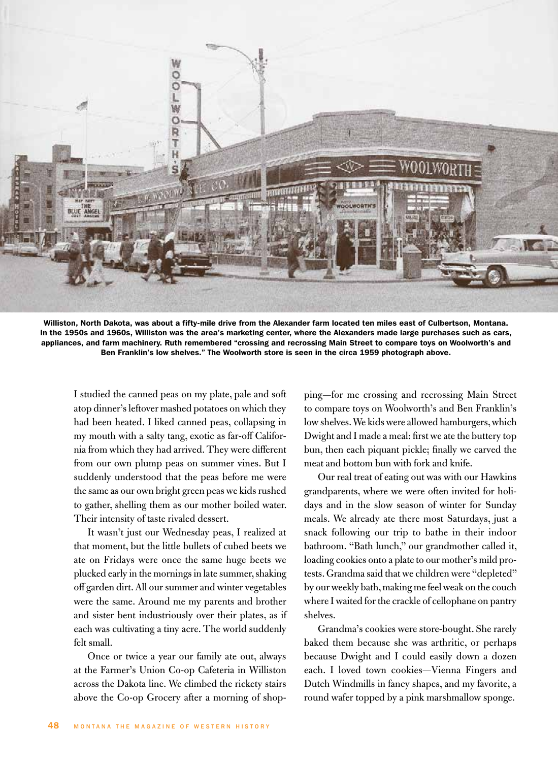Williston, North Dakota, was about a fifty-mile drive from the Alexander farm located ten miles east of Culbertson, Montana. In the 1950s and 1960s, Williston was the area's marketing center, where the Alexanders made large purchases such as cars, appliances, and farm machinery. Ruth remembered "crossing and recrossing Main Street to compare toys on Woolworth's and Ben Franklin's low shelves." The Woolworth store is seen in the circa 1959 photograph above.

I studied the canned peas on my plate, pale and soft atop dinner's leftover mashed potatoes on which they had been heated. I liked canned peas, collapsing in my mouth with a salty tang, exotic as far-off California from which they had arrived. They were different from our own plump peas on summer vines. But I suddenly understood that the peas before me were the same as our own bright green peas we kids rushed to gather, shelling them as our mother boiled water. Their intensity of taste rivaled dessert.

It wasn't just our Wednesday peas, I realized at that moment, but the little bullets of cubed beets we ate on Fridays were once the same huge beets we plucked early in the mornings in late summer, shaking off garden dirt. All our summer and winter vegetables were the same. Around me my parents and brother and sister bent industriously over their plates, as if each was cultivating a tiny acre. The world suddenly felt small.

Once or twice a year our family ate out, always at the Farmer's Union Co-op Cafeteria in Williston across the Dakota line. We climbed the rickety stairs above the Co-op Grocery after a morning of shopping—for me crossing and recrossing Main Street to compare toys on Woolworth's and Ben Franklin's low shelves. We kids were allowed hamburgers, which Dwight and I made a meal: first we ate the buttery top bun, then each piquant pickle; finally we carved the meat and bottom bun with fork and knife.

Our real treat of eating out was with our Hawkins grandparents, where we were often invited for holidays and in the slow season of winter for Sunday meals. We already ate there most Saturdays, just a snack following our trip to bathe in their indoor bathroom. "Bath lunch," our grandmother called it, loading cookies onto a plate to our mother's mild protests. Grandma said that we children were "depleted" by our weekly bath, making me feel weak on the couch where I waited for the crackle of cellophane on pantry shelves.

Grandma's cookies were store-bought. She rarely baked them because she was arthritic, or perhaps because Dwight and I could easily down a dozen each. I loved town cookies—Vienna Fingers and Dutch Windmills in fancy shapes, and my favorite, a round wafer topped by a pink marshmallow sponge.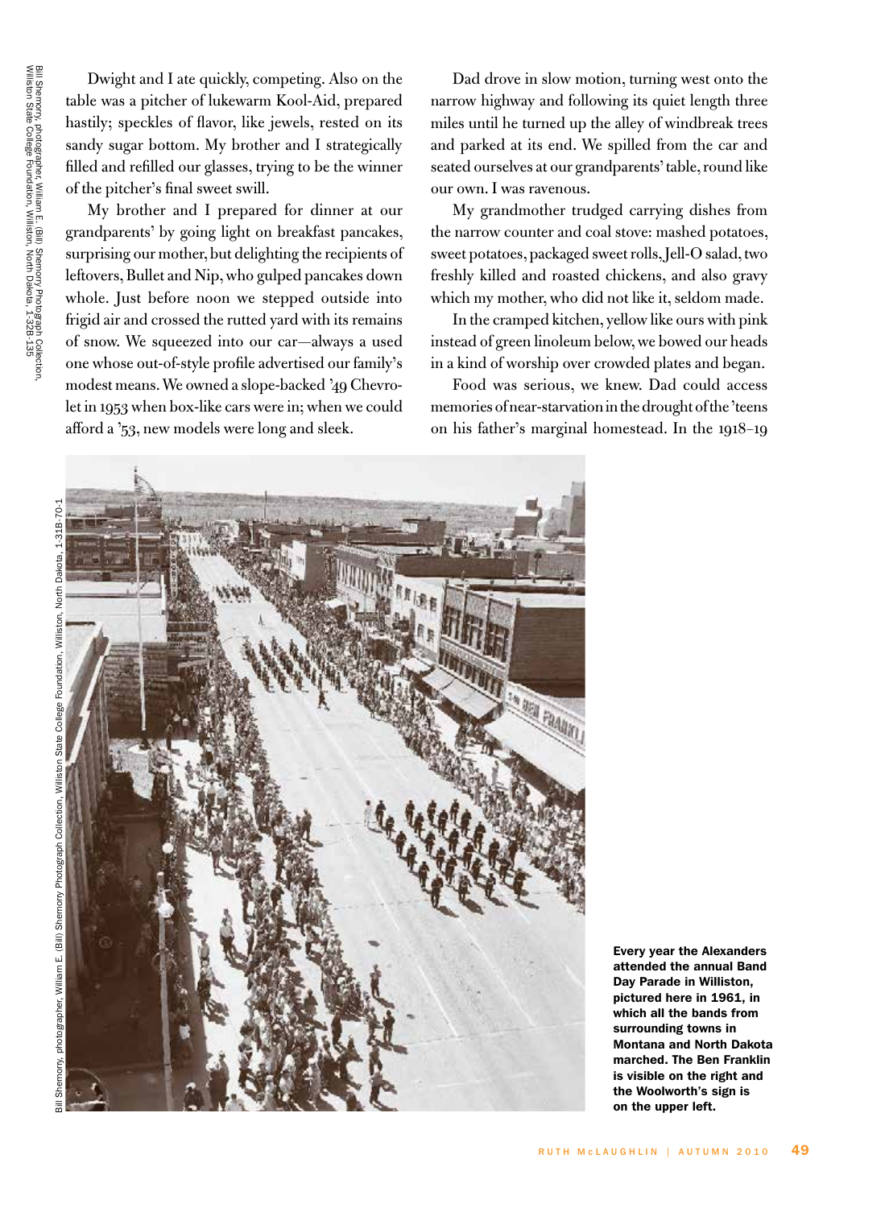Dwight and I ate quickly, competing. Also on the table was a pitcher of lukewarm Kool-Aid, prepared hastily; speckles of flavor, like jewels, rested on its sandy sugar bottom. My brother and I strategically filled and refilled our glasses, trying to be the winner of the pitcher's final sweet swill.

My brother and I prepared for dinner at our grandparents' by going light on breakfast pancakes, surprising our mother, but delighting the recipients of leftovers, Bullet and Nip, who gulped pancakes down whole. Just before noon we stepped outside into frigid air and crossed the rutted yard with its remains of snow. We squeezed into our car—always a used one whose out-of-style profile advertised our family's modest means. We owned a slope-backed '49 Chevrolet in 1953 when box-like cars were in; when we could afford a '53, new models were long and sleek.

Dad drove in slow motion, turning west onto the narrow highway and following its quiet length three miles until he turned up the alley of windbreak trees and parked at its end. We spilled from the car and seated ourselves at our grandparents' table, round like our own. I was ravenous.

My grandmother trudged carrying dishes from the narrow counter and coal stove: mashed potatoes, sweet potatoes, packaged sweet rolls, Jell-O salad, two freshly killed and roasted chickens, and also gravy which my mother, who did not like it, seldom made.

In the cramped kitchen, yellow like ours with pink instead of green linoleum below, we bowed our heads in a kind of worship over crowded plates and began.

Food was serious, we knew. Dad could access memories of near-starvation in the drought of the 'teens on his father's marginal homestead. In the 1918–19

Bill Shemory, photographer, William E. (Bill) Shemory Photograph Collection, Williston State College Foundation, Williston, North Dakota, 1-31B-70-1

**Every year the Alexanders attended the annual Band Day Parade in Williston, pictured here in 1961, in which all the bands from surrounding towns in Montana and North Dakota marched. The Ben Franklin is visible on the right and the Woolworth's sign is on the upper left.**

Bill Shemory, photographer, William E. (Bill) Shemory Photograph Collection, Williston State College Foundation, Williston, North Dakota, 1-32B-135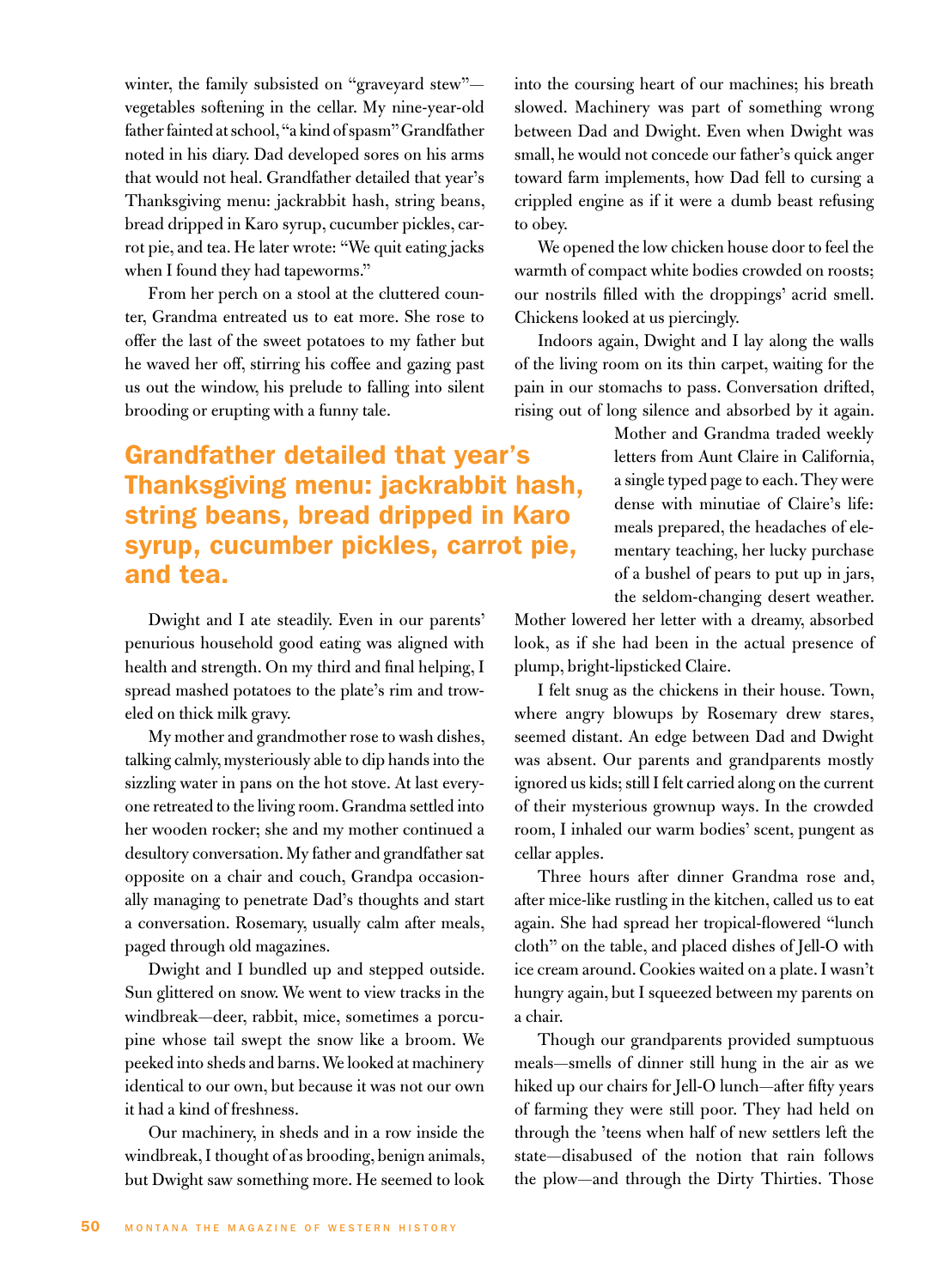winter, the family subsisted on "graveyard stew"—vegetables softening in the cellar. My nine-year-old father fainted at school, "a kind of spasm" Grandfather noted in his diary. Dad developed sores on his arms that would not heal. Grandfather detailed that year's Thanksgiving menu: jackrabbit hash, string beans, bread dripped in Karo syrup, cucumber pickles, carrot pie, and tea. He later wrote: "We quit eating jacks when I found they had tapeworms."

From her perch on a stool at the cluttered counter, Grandma entreated us to eat more. She rose to offer the last of the sweet potatoes to my father but he waved her off, stirring his coffee and gazing past us out the window, his prelude to falling into silent brooding or erupting with a funny tale.

**Grandfather detailed that year's Thanksgiving menu: jackrabbit hash, string beans, bread dripped in Karo syrup, cucumber pickles, carrot pie, and tea.**

Dwight and I ate steadily. Even in our parents' penurious household good eating was aligned with health and strength. On my third and final helping, I spread mashed potatoes to the plate's rim and troweled on thick milk gravy.

My mother and grandmother rose to wash dishes, talking calmly, mysteriously able to dip hands into the sizzling water in pans on the hot stove. At last everyone retreated to the living room. Grandma settled into her wooden rocker; she and my mother continued a desultory conversation. My father and grandfather sat opposite on a chair and couch, Grandpa occasionally managing to penetrate Dad's thoughts and start a conversation. Rosemary, usually calm after meals, paged through old magazines.

Dwight and I bundled up and stepped outside. Sun glittered on snow. We went to view tracks in the windbreak—deer, rabbit, mice, sometimes a porcupine whose tail swept the snow like a broom. We peeked into sheds and barns. We looked at machinery identical to our own, but because it was not our own it had a kind of freshness.

Our machinery, in sheds and in a row inside the windbreak, I thought of as brooding, benign animals, but Dwight saw something more. He seemed to look into the coursing heart of our machines; his breath slowed. Machinery was part of something wrong between Dad and Dwight. Even when Dwight was small, he would not concede our father's quick anger toward farm implements, how Dad fell to cursing a crippled engine as if it were a dumb beast refusing to obey.

We opened the low chicken house door to feel the warmth of compact white bodies crowded on roosts; our nostrils filled with the droppings' acrid smell. Chickens looked at us piercingly.

Indoors again, Dwight and I lay along the walls of the living room on its thin carpet, waiting for the pain in our stomachs to pass. Conversation drifted, rising out of long silence and absorbed by it again.

Mother and Grandma traded weekly letters from Aunt Claire in California, a single typed page to each. They were dense with minutiae of Claire's life: meals prepared, the headaches of elementary teaching, her lucky purchase of a bushel of pears to put up in jars, the seldom-changing desert weather. Mother lowered her letter with a dreamy, absorbed look, as if she had been in the actual presence of plump, bright-lipsticked Claire.

I felt snug as the chickens in their house. Town, where angry blowups by Rosemary drew stares, seemed distant. An edge between Dad and Dwight was absent. Our parents and grandparents mostly ignored us kids; still I felt carried along on the current of their mysterious grownup ways. In the crowded room, I inhaled our warm bodies' scent, pungent as cellar apples.

Three hours after dinner Grandma rose and, after mice-like rustling in the kitchen, called us to eat again. She had spread her tropical-flowered "lunch cloth" on the table, and placed dishes of Jell-O with ice cream around. Cookies waited on a plate. I wasn't hungry again, but I squeezed between my parents on a chair.

Though our grandparents provided sumptuous meals—smells of dinner still hung in the air as we hiked up our chairs for Jell-O lunch—after fifty years of farming they were still poor. They had held on through the 'teens when half of new settlers left the state—disabused of the notion that rain follows the plow—and through the Dirty Thirties. Those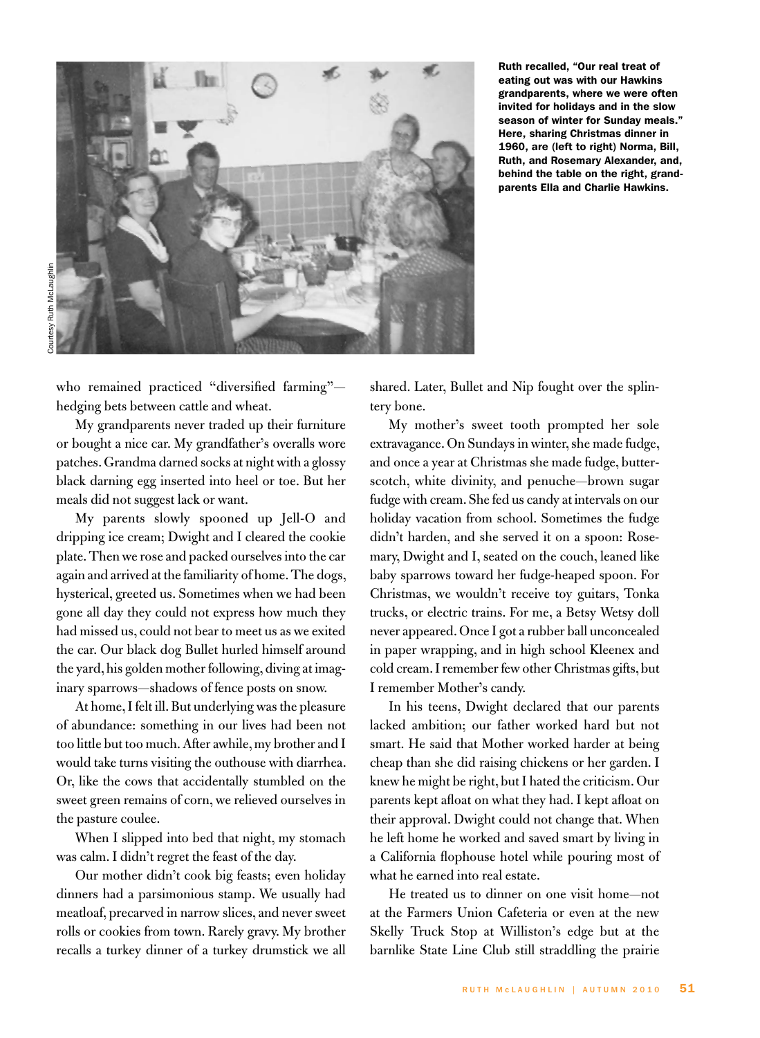Ruth recalled, "Our real treat of eating out was with our Hawkins grandparents, where we were often invited for holidays and in the slow season of winter for Sunday meals." Here, sharing Christmas dinner in 1960, are (left to right) Norma, Bill, Ruth, and Rosemary Alexander, and, behind the table on the right, grandparents Ella and Charlie Hawkins.

Courtesy Ruth McLaughlin

who remained practiced "diversified farming"—hedging bets between cattle and wheat.

My grandparents never traded up their furniture or bought a nice car. My grandfather's overalls wore patches. Grandma darned socks at night with a glossy black darning egg inserted into heel or toe. But her meals did not suggest lack or want.

My parents slowly spooned up Jell-O and dripping ice cream; Dwight and I cleared the cookie plate. Then we rose and packed ourselves into the car again and arrived at the familiarity of home. The dogs, hysterical, greeted us. Sometimes when we had been gone all day they could not express how much they had missed us, could not bear to meet us as we exited the car. Our black dog Bullet hurled himself around the yard, his golden mother following, diving at imaginary sparrows—shadows of fence posts on snow.

At home, I felt ill. But underlying was the pleasure of abundance: something in our lives had been not too little but too much. After awhile, my brother and I would take turns visiting the outhouse with diarrhea. Or, like the cows that accidentally stumbled on the sweet green remains of corn, we relieved ourselves in the pasture coulee.

When I slipped into bed that night, my stomach was calm. I didn't regret the feast of the day.

Our mother didn't cook big feasts; even holiday dinners had a parsimonious stamp. We usually had meatloaf, precarved in narrow slices, and never sweet rolls or cookies from town. Rarely gravy. My brother recalls a turkey dinner of a turkey drumstick we all shared. Later, Bullet and Nip fought over the splintery bone.

My mother's sweet tooth prompted her sole extravagance. On Sundays in winter, she made fudge, and once a year at Christmas she made fudge, butterscotch, white divinity, and penuche—brown sugar fudge with cream. She fed us candy at intervals on our holiday vacation from school. Sometimes the fudge didn't harden, and she served it on a spoon: Rosemary, Dwight and I, seated on the couch, leaned like baby sparrows toward her fudge-heaped spoon. For Christmas, we wouldn't receive toy guitars, Tonka trucks, or electric trains. For me, a Betsy Wetsy doll never appeared. Once I got a rubber ball unconcealed in paper wrapping, and in high school Kleenex and cold cream. I remember few other Christmas gifts, but I remember Mother's candy.

In his teens, Dwight declared that our parents lacked ambition; our father worked hard but not smart. He said that Mother worked harder at being cheap than she did raising chickens or her garden. I knew he might be right, but I hated the criticism. Our parents kept afloat on what they had. I kept afloat on their approval. Dwight could not change that. When he left home he worked and saved smart by living in a California flophouse hotel while pouring most of what he earned into real estate.

He treated us to dinner on one visit home—not at the Farmers Union Cafeteria or even at the new Skelly Truck Stop at Williston's edge but at the barnlike State Line Club still straddling the prairie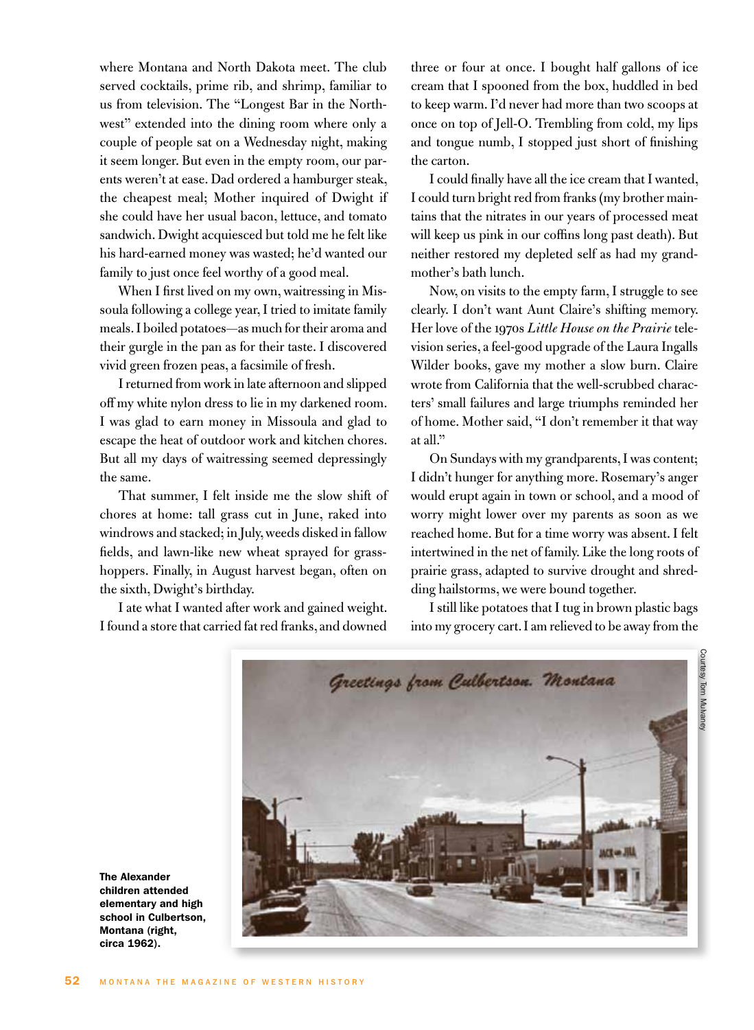where Montana and North Dakota meet. The club served cocktails, prime rib, and shrimp, familiar to us from television. The "Longest Bar in the Northwest" extended into the dining room where only a couple of people sat on a Wednesday night, making it seem longer. But even in the empty room, our parents weren't at ease. Dad ordered a hamburger steak, the cheapest meal; Mother inquired of Dwight if she could have her usual bacon, lettuce, and tomato sandwich. Dwight acquiesced but told me he felt like his hard-earned money was wasted; he'd wanted our family to just once feel worthy of a good meal.

When I first lived on my own, waitressing in Missoula following a college year, I tried to imitate family meals. I boiled potatoes—as much for their aroma and their gurgle in the pan as for their taste. I discovered vivid green frozen peas, a facsimile of fresh.

I returned from work in late afternoon and slipped off my white nylon dress to lie in my darkened room. I was glad to earn money in Missoula and glad to escape the heat of outdoor work and kitchen chores. But all my days of waitressing seemed depressingly the same.

That summer, I felt inside me the slow shift of chores at home: tall grass cut in June, raked into windrows and stacked; in July, weeds disked in fallow fields, and lawn-like new wheat sprayed for grasshoppers. Finally, in August harvest began, often on the sixth, Dwight's birthday.

I ate what I wanted after work and gained weight. I found a store that carried fat red franks, and downed three or four at once. I bought half gallons of ice cream that I spooned from the box, huddled in bed to keep warm. I'd never had more than two scoops at once on top of Jell-O. Trembling from cold, my lips and tongue numb, I stopped just short of finishing the carton.

I could finally have all the ice cream that I wanted, I could turn bright red from franks (my brother maintains that the nitrates in our years of processed meat will keep us pink in our coffins long past death). But neither restored my depleted self as had my grandmother's bath lunch.

Now, on visits to the empty farm, I struggle to see clearly. I don't want Aunt Claire's shifting memory. Her love of the 1970s *Little House on the Prairie* television series, a feel-good upgrade of the Laura Ingalls Wilder books, gave my mother a slow burn. Claire wrote from California that the well-scrubbed characters' small failures and large triumphs reminded her of home. Mother said, "I don't remember it that way at all."

On Sundays with my grandparents, I was content; I didn't hunger for anything more. Rosemary's anger would erupt again in town or school, and a mood of worry might lower over my parents as soon as we reached home. But for a time worry was absent. I felt intertwined in the net of family. Like the long roots of prairie grass, adapted to survive drought and shredding hailstorms, we were bound together.

I still like potatoes that I tug in brown plastic bags into my grocery cart. I am relieved to be away from the

Courtesy Tom Mulvaney

**The Alexander children attended elementary and high school in Culbertson, Montana (right, circa 1962).**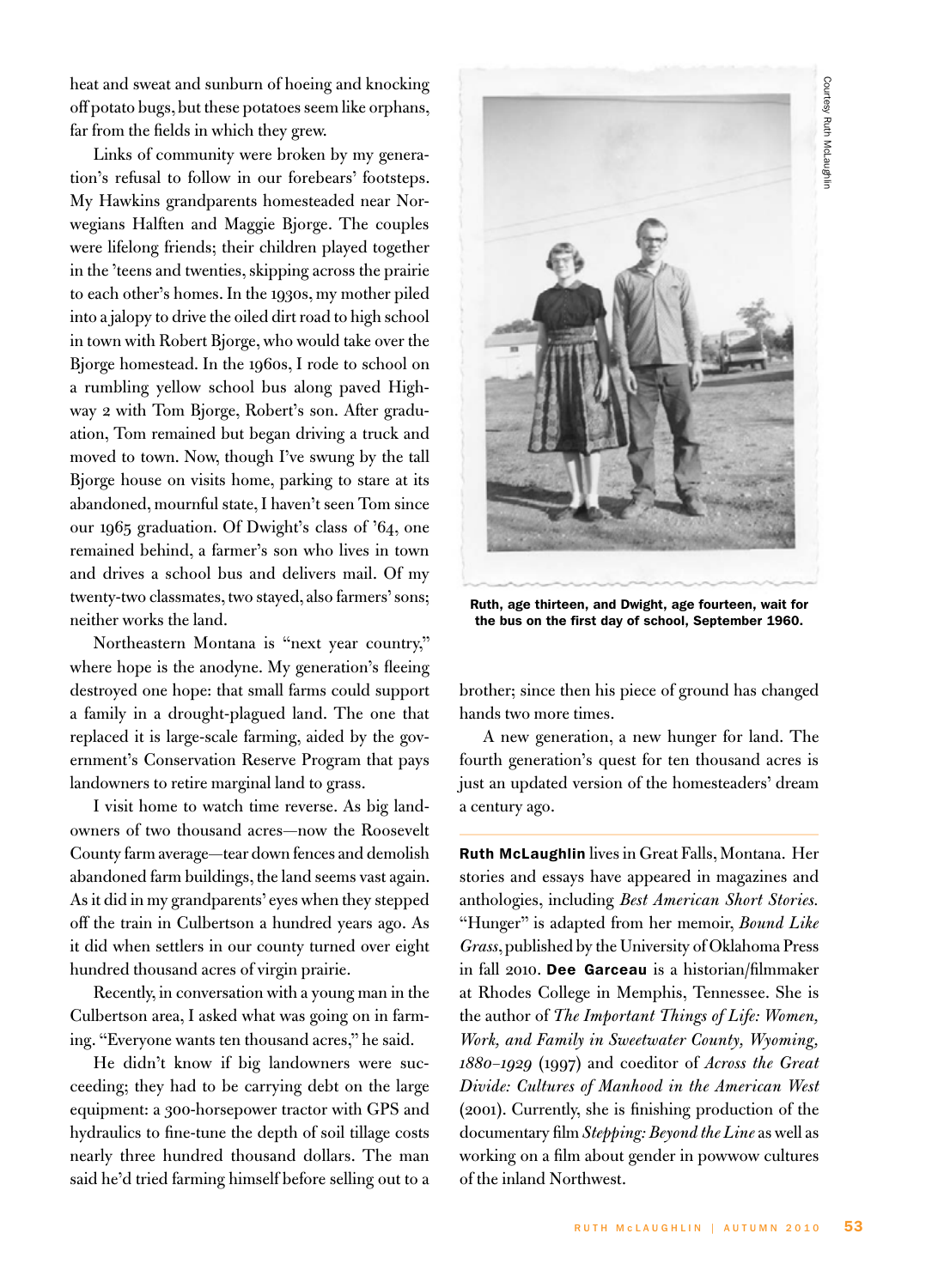heat and sweat and sunburn of hoeing and knocking off potato bugs, but these potatoes seem like orphans, far from the fields in which they grew.

Links of community were broken by my generation's refusal to follow in our forebears' footsteps. My Hawkins grandparents homesteaded near Norwegians Halften and Maggie Bjorge. The couples were lifelong friends; their children played together in the 'teens and twenties, skipping across the prairie to each other's homes. In the 1930s, my mother piled into a jalopy to drive the oiled dirt road to high school in town with Robert Bjorge, who would take over the Bjorge homestead. In the 1960s, I rode to school on a rumbling yellow school bus along paved Highway 2 with Tom Bjorge, Robert's son. After graduation, Tom remained but began driving a truck and moved to town. Now, though I've swung by the tall Bjorge house on visits home, parking to stare at its abandoned, mournful state, I haven't seen Tom since our 1965 graduation. Of Dwight's class of '64, one remained behind, a farmer's son who lives in town and drives a school bus and delivers mail. Of my twenty-two classmates, two stayed, also farmers' sons; neither works the land.

Northeastern Montana is "next year country," where hope is the anodyne. My generation's fleeing destroyed one hope: that small farms could support a family in a drought-plagued land. The one that replaced it is large-scale farming, aided by the government's Conservation Reserve Program that pays landowners to retire marginal land to grass.

I visit home to watch time reverse. As big landowners of two thousand acres—now the Roosevelt County farm average—tear down fences and demolish abandoned farm buildings, the land seems vast again. As it did in my grandparents' eyes when they stepped off the train in Culbertson a hundred years ago. As it did when settlers in our county turned over eight hundred thousand acres of virgin prairie.

Recently, in conversation with a young man in the Culbertson area, I asked what was going on in farming. "Everyone wants ten thousand acres," he said.

He didn't know if big landowners were succeeding; they had to be carrying debt on the large equipment: a 300-horsepower tractor with GPS and hydraulics to fine-tune the depth of soil tillage costs nearly three hundred thousand dollars. The man said he'd tried farming himself before selling out to a brother; since then his piece of ground has changed hands two more times.

A new generation, a new hunger for land. The fourth generation's quest for ten thousand acres is just an updated version of the homesteaders' dream a century ago.

Courtesy Ruth McLaughlin

**Ruth, age thirteen, and Dwight, age fourteen, wait for the bus on the first day of school, September 1960.**

---

**Ruth McLaughlin** lives in Great Falls, Montana. Her stories and essays have appeared in magazines and anthologies, including *Best American Short Stories.* "Hunger" is adapted from her memoir, *Bound Like Grass*, published by the University of Oklahoma Press in fall 2010. **Dee Garceau** is a historian/filmmaker at Rhodes College in Memphis, Tennessee. She is the author of *The Important Things of Life: Women, Work, and Family in Sweetwater County, Wyoming, 1880–1929* (1997) and coeditor of *Across the Great Divide: Cultures of Manhood in the American West* (2001). Currently, she is finishing production of the documentary film *Stepping: Beyond the Line* as well as working on a film about gender in powwow cultures of the inland Northwest.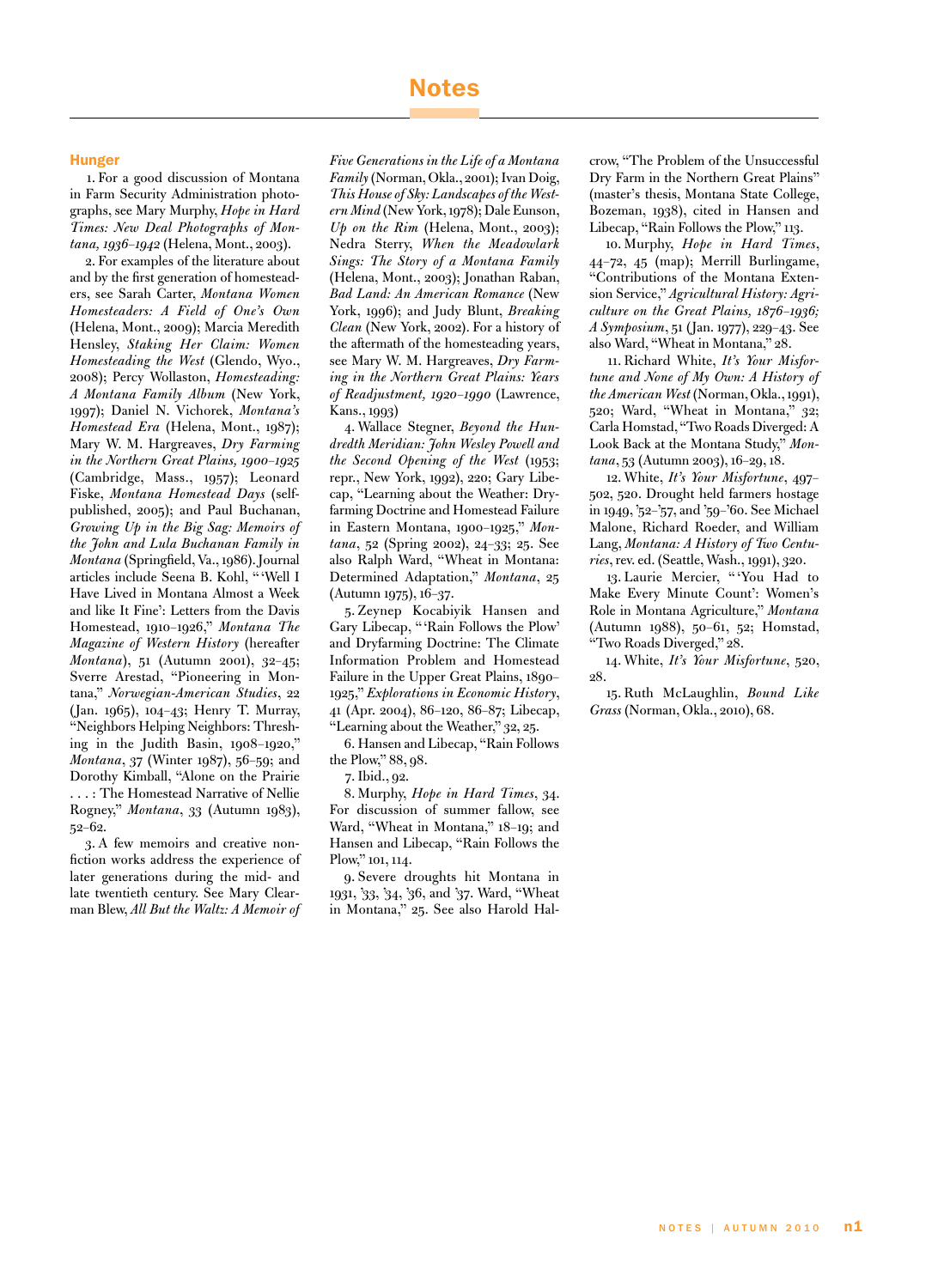# Notes

## Hunger

1. For a good discussion of Montana in Farm Security Administration photographs, see Mary Murphy, *Hope in Hard Times: New Deal Photographs of Montana, 1936–1942* (Helena, Mont., 2003).

2. For examples of the literature about and by the first generation of homesteaders, see Sarah Carter, *Montana Women Homesteaders: A Field of One's Own* (Helena, Mont., 2009); Marcia Meredith Hensley, *Staking Her Claim: Women Homesteading the West* (Glendo, Wyo., 2008); Percy Wollaston, *Homesteading: A Montana Family Album* (New York, 1997); Daniel N. Vichorek, *Montana's Homestead Era* (Helena, Mont., 1987); Mary W. M. Hargreaves, *Dry Farming in the Northern Great Plains, 1900–1925* (Cambridge, Mass., 1957); Leonard Fiske, *Montana Homestead Days* (self-published, 2005); and Paul Buchanan, *Growing Up in the Big Sag: Memoirs of the John and Lula Buchanan Family in Montana* (Springfield, Va., 1986). Journal articles include Seena B. Kohl, "'Well I Have Lived in Montana Almost a Week and like It Fine': Letters from the Davis Homestead, 1910–1926," *Montana The Magazine of Western History* (hereafter *Montana*), 51 (Autumn 2001), 32–45; Sverre Arestad, "Pioneering in Montana," *Norwegian-American Studies*, 22 (Jan. 1965), 104–43; Henry T. Murray, "Neighbors Helping Neighbors: Threshing in the Judith Basin, 1908–1920," *Montana*, 37 (Winter 1987), 56–59; and Dorothy Kimball, "Alone on the Prairie . . . : The Homestead Narrative of Nellie Rogney," *Montana*, 33 (Autumn 1983), 52–62.

3. A few memoirs and creative nonfiction works address the experience of later generations during the mid- and late twentieth century. See Mary Clearman Blew, *All But the Waltz: A Memoir of Five Generations in the Life of a Montana Family* (Norman, Okla., 2001); Ivan Doig, *This House of Sky: Landscapes of the Western Mind* (New York, 1978); Dale Eunson, *Up on the Rim* (Helena, Mont., 2003); Nedra Sterry, *When the Meadowlark Sings: The Story of a Montana Family* (Helena, Mont., 2003); Jonathan Raban, *Bad Land: An American Romance* (New York, 1996); and Judy Blunt, *Breaking Clean* (New York, 2002). For a history of the aftermath of the homesteading years, see Mary W. M. Hargreaves, *Dry Farming in the Northern Great Plains: Years of Readjustment, 1920–1990* (Lawrence, Kans., 1993)

4. Wallace Stegner, *Beyond the Hundredth Meridian: John Wesley Powell and the Second Opening of the West* (1953; repr., New York, 1992), 220; Gary Libecap, "Learning about the Weather: Dryfarming Doctrine and Homestead Failure in Eastern Montana, 1900–1925," *Montana*, 52 (Spring 2002), 24–33; 25. See also Ralph Ward, "Wheat in Montana: Determined Adaptation," *Montana*, 25 (Autumn 1975), 16–37.

5. Zeynep Kocabiyik Hansen and Gary Libecap, "'Rain Follows the Plow' and Dryfarming Doctrine: The Climate Information Problem and Homestead Failure in the Upper Great Plains, 1890–1925," *Explorations in Economic History*, 41 (Apr. 2004), 86–120, 86–87; Libecap, "Learning about the Weather," 32, 25.

6. Hansen and Libecap, "Rain Follows the Plow," 88, 98.

7. Ibid., 92.

8. Murphy, *Hope in Hard Times*, 34. For discussion of summer fallow, see Ward, "Wheat in Montana," 18–19; and Hansen and Libecap, "Rain Follows the Plow," 101, 114.

9. Severe droughts hit Montana in 1931, '33, '34, '36, and '37. Ward, "Wheat in Montana," 25. See also Harold Halcrow, "The Problem of the Unsuccessful Dry Farm in the Northern Great Plains" (master's thesis, Montana State College, Bozeman, 1938), cited in Hansen and Libecap, "Rain Follows the Plow," 113.

10. Murphy, *Hope in Hard Times*, 44–72, 45 (map); Merrill Burlingame, "Contributions of the Montana Extension Service," *Agricultural History: Agriculture on the Great Plains, 1876–1936; A Symposium*, 51 (Jan. 1977), 229–43. See also Ward, "Wheat in Montana," 28.

11. Richard White, *It's Your Misfortune and None of My Own: A History of the American West* (Norman, Okla., 1991), 520; Ward, "Wheat in Montana," 32; Carla Homstad, "Two Roads Diverged: A Look Back at the Montana Study," *Montana*, 53 (Autumn 2003), 16–29, 18.

12. White, *It's Your Misfortune*, 497–502, 520. Drought held farmers hostage in 1949, '52–'57, and '59–'60. See Michael Malone, Richard Roeder, and William Lang, *Montana: A History of Two Centuries*, rev. ed. (Seattle, Wash., 1991), 320.

13. Laurie Mercier, "'You Had to Make Every Minute Count': Women's Role in Montana Agriculture," *Montana* (Autumn 1988), 50–61, 52; Homstad, "Two Roads Diverged," 28.

14. White, *It's Your Misfortune*, 520, 28.

15. Ruth McLaughlin, *Bound Like Grass* (Norman, Okla., 2010), 68.